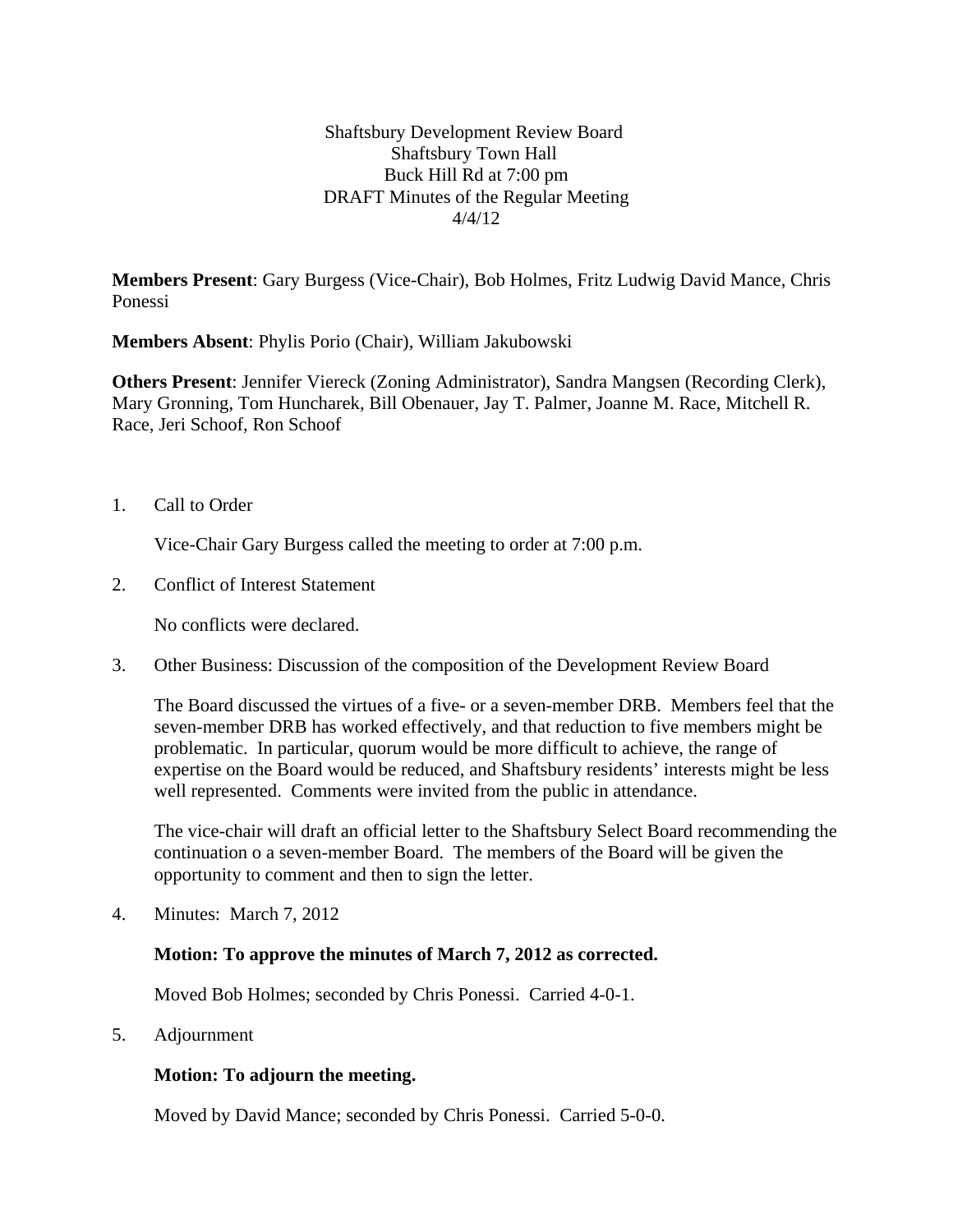Shaftsbury Development Review Board
Shaftsbury Town Hall
Buck Hill Rd at 7:00 pm
DRAFT Minutes of the Regular Meeting
4/4/12

**Members Present**: Gary Burgess (Vice-Chair), Bob Holmes, Fritz Ludwig David Mance, Chris Ponessi

**Members Absent**: Phylis Porio (Chair), William Jakubowski

**Others Present**: Jennifer Viereck (Zoning Administrator), Sandra Mangsen (Recording Clerk), Mary Gronning, Tom Huncharek, Bill Obenauer, Jay T. Palmer, Joanne M. Race, Mitchell R. Race, Jeri Schoof, Ron Schoof

1. Call to Order

   Vice-Chair Gary Burgess called the meeting to order at 7:00 p.m.

2. Conflict of Interest Statement

   No conflicts were declared.

3. Other Business: Discussion of the composition of the Development Review Board

   The Board discussed the virtues of a five- or a seven-member DRB. Members feel that the seven-member DRB has worked effectively, and that reduction to five members might be problematic. In particular, quorum would be more difficult to achieve, the range of expertise on the Board would be reduced, and Shaftsbury residents' interests might be less well represented. Comments were invited from the public in attendance.

   The vice-chair will draft an official letter to the Shaftsbury Select Board recommending the continuation o a seven-member Board. The members of the Board will be given the opportunity to comment and then to sign the letter.

4. Minutes: March 7, 2012

   **Motion: To approve the minutes of March 7, 2012 as corrected.**

   Moved Bob Holmes; seconded by Chris Ponessi. Carried 4-0-1.

5. Adjournment

   **Motion: To adjourn the meeting.**

   Moved by David Mance; seconded by Chris Ponessi. Carried 5-0-0.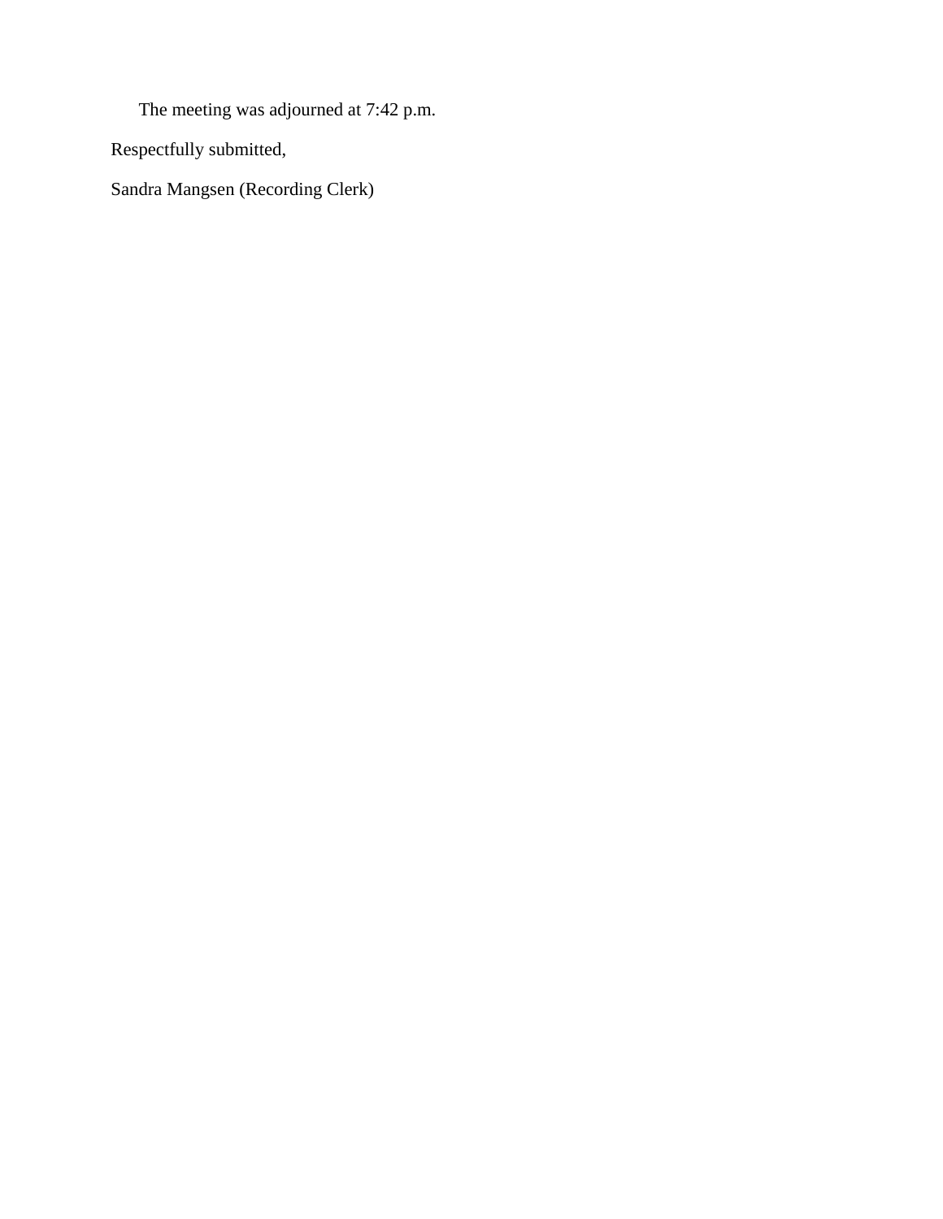The meeting was adjourned at 7:42 p.m.

Respectfully submitted,

Sandra Mangsen (Recording Clerk)